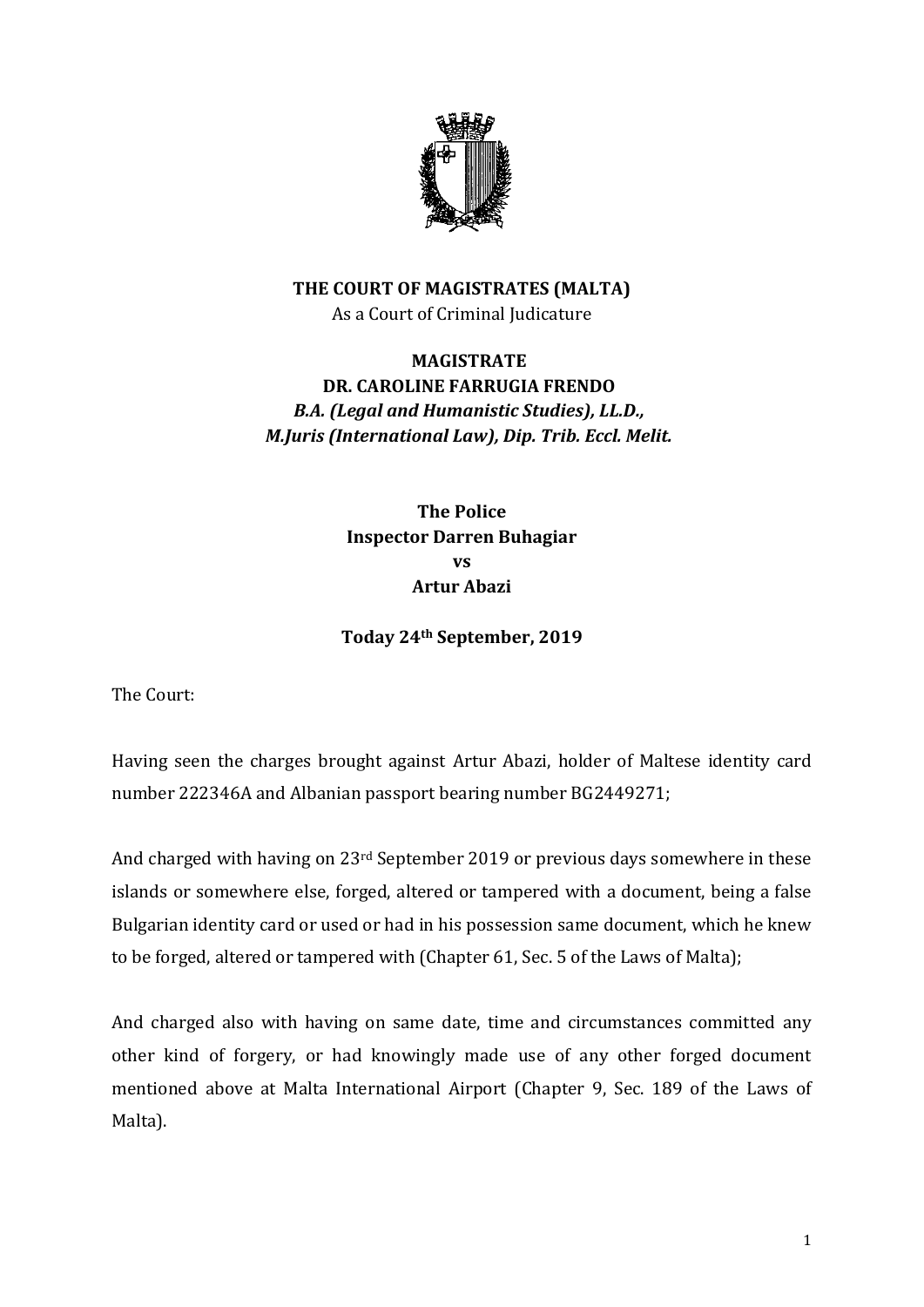**THE COURT OF MAGISTRATES (MALTA)**
As a Court of Criminal Judicature

**MAGISTRATE**
**DR. CAROLINE FARRUGIA FRENDO**
***B.A. (Legal and Humanistic Studies), LL.D., M.Juris (International Law), Dip. Trib. Eccl. Melit.***

**The Police**
**Inspector Darren Buhagiar**
**vs**
**Artur Abazi**

**Today 24th September, 2019**

The Court:

Having seen the charges brought against Artur Abazi, holder of Maltese identity card number 222346A and Albanian passport bearing number BG2449271;

And charged with having on 23rd September 2019 or previous days somewhere in these islands or somewhere else, forged, altered or tampered with a document, being a false Bulgarian identity card or used or had in his possession same document, which he knew to be forged, altered or tampered with (Chapter 61, Sec. 5 of the Laws of Malta);

And charged also with having on same date, time and circumstances committed any other kind of forgery, or had knowingly made use of any other forged document mentioned above at Malta International Airport (Chapter 9, Sec. 189 of the Laws of Malta).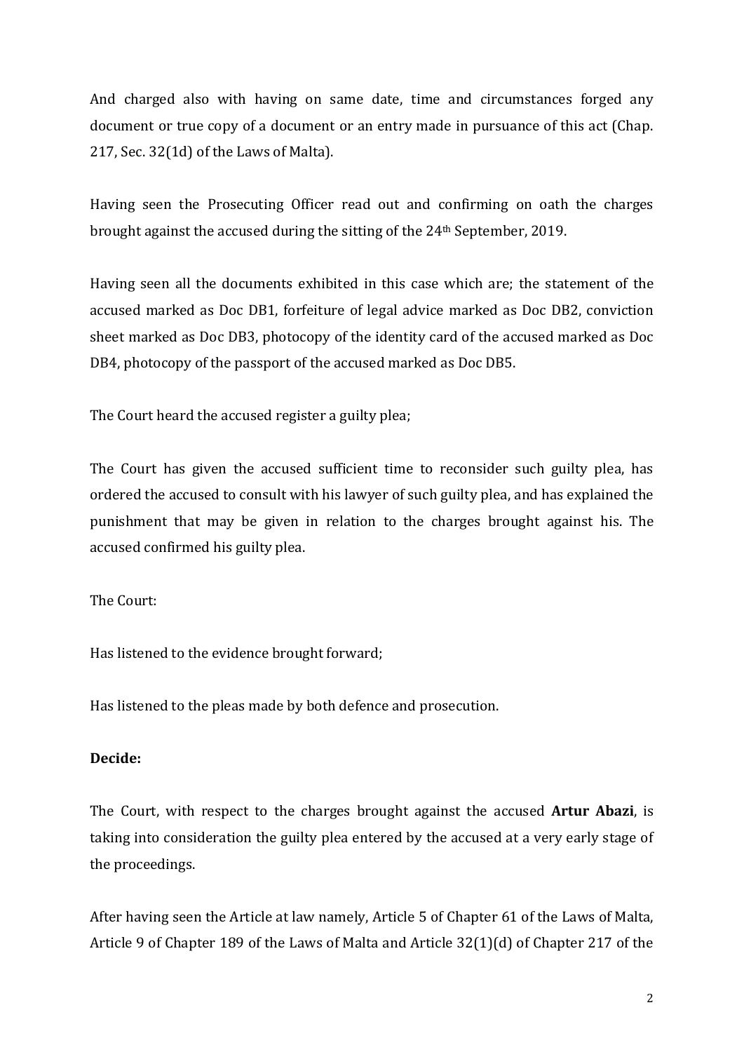And charged also with having on same date, time and circumstances forged any document or true copy of a document or an entry made in pursuance of this act (Chap. 217, Sec. 32(1d) of the Laws of Malta).

Having seen the Prosecuting Officer read out and confirming on oath the charges brought against the accused during the sitting of the 24th September, 2019.

Having seen all the documents exhibited in this case which are; the statement of the accused marked as Doc DB1, forfeiture of legal advice marked as Doc DB2, conviction sheet marked as Doc DB3, photocopy of the identity card of the accused marked as Doc DB4, photocopy of the passport of the accused marked as Doc DB5.

The Court heard the accused register a guilty plea;

The Court has given the accused sufficient time to reconsider such guilty plea, has ordered the accused to consult with his lawyer of such guilty plea, and has explained the punishment that may be given in relation to the charges brought against his. The accused confirmed his guilty plea.

The Court:

Has listened to the evidence brought forward;

Has listened to the pleas made by both defence and prosecution.

**Decide:**

The Court, with respect to the charges brought against the accused **Artur Abazi**, is taking into consideration the guilty plea entered by the accused at a very early stage of the proceedings.

After having seen the Article at law namely, Article 5 of Chapter 61 of the Laws of Malta, Article 9 of Chapter 189 of the Laws of Malta and Article 32(1)(d) of Chapter 217 of the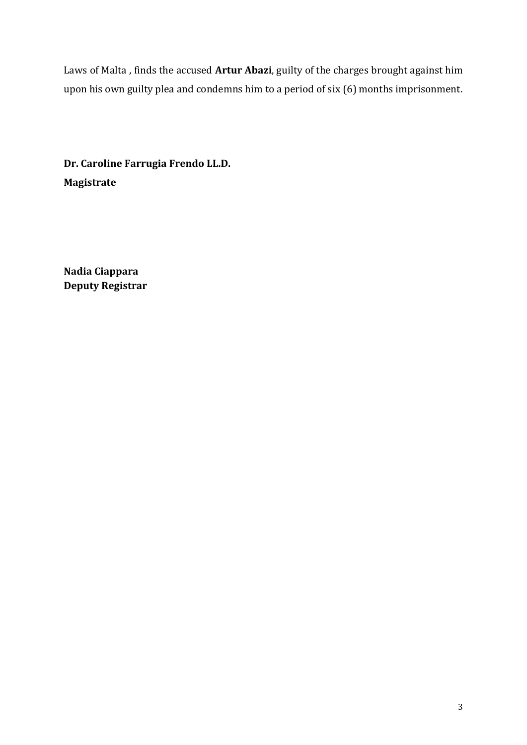Laws of Malta , finds the accused **Artur Abazi**, guilty of the charges brought against him upon his own guilty plea and condemns him to a period of six (6) months imprisonment.

**Dr. Caroline Farrugia Frendo LL.D.**
**Magistrate**

**Nadia Ciappara**
**Deputy Registrar**